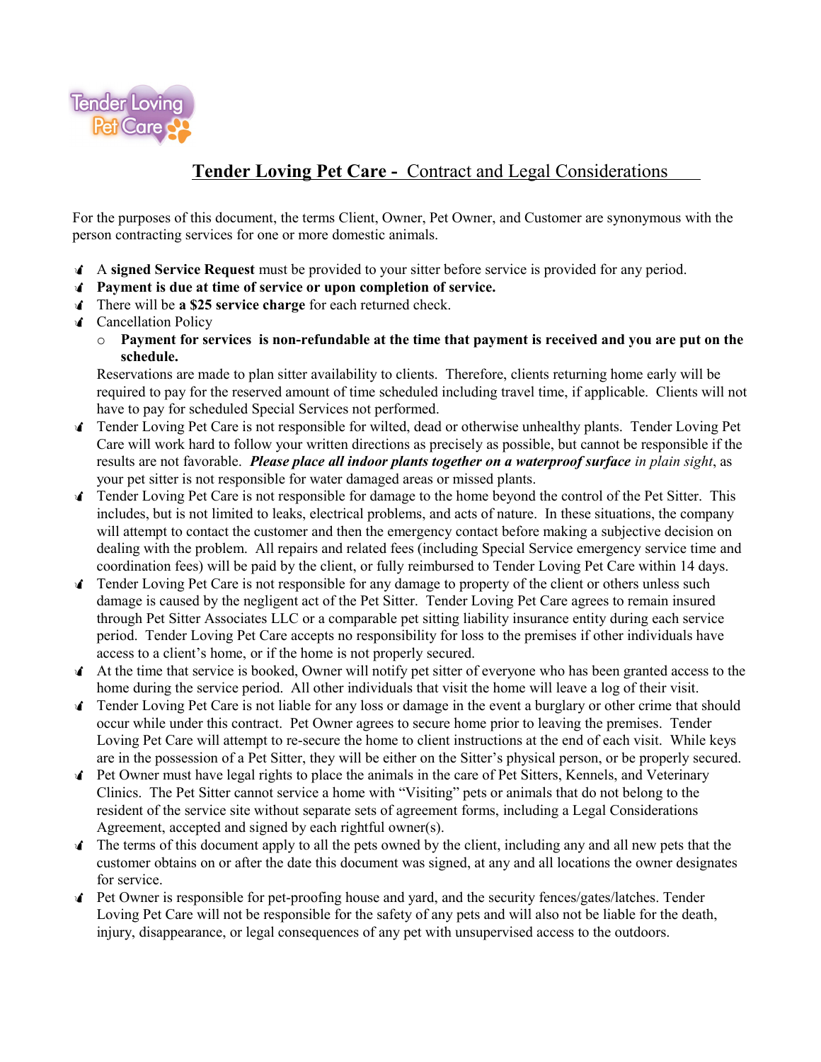# **Tender Loving Pet Care -** Contract and Legal Considerations

For the purposes of this document, the terms Client, Owner, Pet Owner, and Customer are synonymous with the person contracting services for one or more domestic animals.

- A **signed Service Request** must be provided to your sitter before service is provided for any period.
- **Payment is due at time of service or upon completion of service.**
- There will be **a $25 service charge** for each returned check.
- Cancellation Policy
  - **Payment for services is non-refundable at the time that payment is received and you are put on the schedule.**

  Reservations are made to plan sitter availability to clients. Therefore, clients returning home early will be required to pay for the reserved amount of time scheduled including travel time, if applicable. Clients will not have to pay for scheduled Special Services not performed.
- Tender Loving Pet Care is not responsible for wilted, dead or otherwise unhealthy plants. Tender Loving Pet Care will work hard to follow your written directions as precisely as possible, but cannot be responsible if the results are not favorable. ***Please place all indoor plants together on a waterproof surface*** *in plain sight*, as your pet sitter is not responsible for water damaged areas or missed plants.
- Tender Loving Pet Care is not responsible for damage to the home beyond the control of the Pet Sitter. This includes, but is not limited to leaks, electrical problems, and acts of nature. In these situations, the company will attempt to contact the customer and then the emergency contact before making a subjective decision on dealing with the problem. All repairs and related fees (including Special Service emergency service time and coordination fees) will be paid by the client, or fully reimbursed to Tender Loving Pet Care within 14 days.
- Tender Loving Pet Care is not responsible for any damage to property of the client or others unless such damage is caused by the negligent act of the Pet Sitter. Tender Loving Pet Care agrees to remain insured through Pet Sitter Associates LLC or a comparable pet sitting liability insurance entity during each service period. Tender Loving Pet Care accepts no responsibility for loss to the premises if other individuals have access to a client's home, or if the home is not properly secured.
- At the time that service is booked, Owner will notify pet sitter of everyone who has been granted access to the home during the service period. All other individuals that visit the home will leave a log of their visit.
- Tender Loving Pet Care is not liable for any loss or damage in the event a burglary or other crime that should occur while under this contract. Pet Owner agrees to secure home prior to leaving the premises. Tender Loving Pet Care will attempt to re-secure the home to client instructions at the end of each visit. While keys are in the possession of a Pet Sitter, they will be either on the Sitter's physical person, or be properly secured.
- Pet Owner must have legal rights to place the animals in the care of Pet Sitters, Kennels, and Veterinary Clinics. The Pet Sitter cannot service a home with "Visiting" pets or animals that do not belong to the resident of the service site without separate sets of agreement forms, including a Legal Considerations Agreement, accepted and signed by each rightful owner(s).
- The terms of this document apply to all the pets owned by the client, including any and all new pets that the customer obtains on or after the date this document was signed, at any and all locations the owner designates for service.
- Pet Owner is responsible for pet-proofing house and yard, and the security fences/gates/latches. Tender Loving Pet Care will not be responsible for the safety of any pets and will also not be liable for the death, injury, disappearance, or legal consequences of any pet with unsupervised access to the outdoors.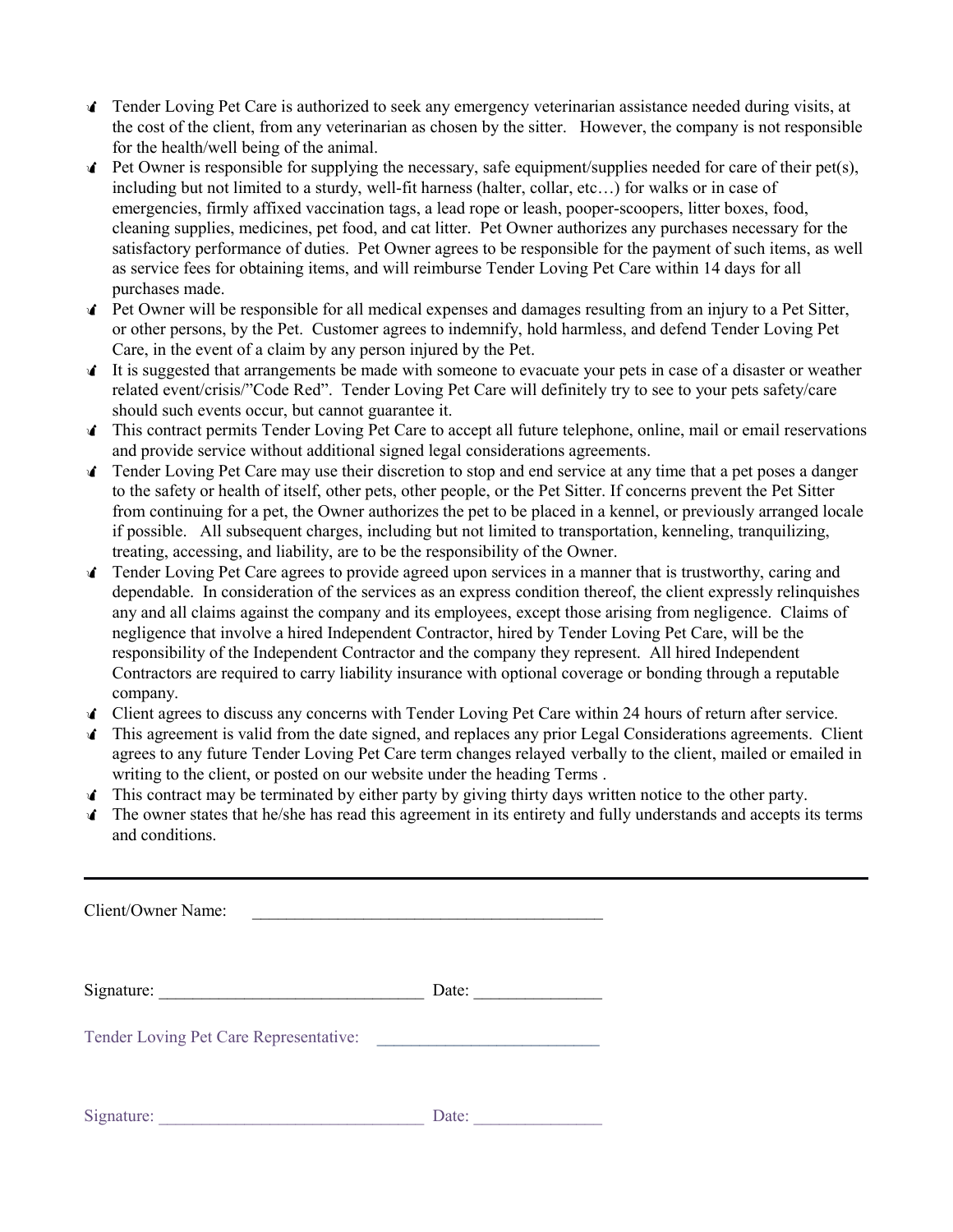- Tender Loving Pet Care is authorized to seek any emergency veterinarian assistance needed during visits, at the cost of the client, from any veterinarian as chosen by the sitter. However, the company is not responsible for the health/well being of the animal.
- Pet Owner is responsible for supplying the necessary, safe equipment/supplies needed for care of their pet(s), including but not limited to a sturdy, well-fit harness (halter, collar, etc…) for walks or in case of emergencies, firmly affixed vaccination tags, a lead rope or leash, pooper-scoopers, litter boxes, food, cleaning supplies, medicines, pet food, and cat litter. Pet Owner authorizes any purchases necessary for the satisfactory performance of duties. Pet Owner agrees to be responsible for the payment of such items, as well as service fees for obtaining items, and will reimburse Tender Loving Pet Care within 14 days for all purchases made.
- Pet Owner will be responsible for all medical expenses and damages resulting from an injury to a Pet Sitter, or other persons, by the Pet. Customer agrees to indemnify, hold harmless, and defend Tender Loving Pet Care, in the event of a claim by any person injured by the Pet.
- It is suggested that arrangements be made with someone to evacuate your pets in case of a disaster or weather related event/crisis/"Code Red". Tender Loving Pet Care will definitely try to see to your pets safety/care should such events occur, but cannot guarantee it.
- This contract permits Tender Loving Pet Care to accept all future telephone, online, mail or email reservations and provide service without additional signed legal considerations agreements.
- Tender Loving Pet Care may use their discretion to stop and end service at any time that a pet poses a danger to the safety or health of itself, other pets, other people, or the Pet Sitter. If concerns prevent the Pet Sitter from continuing for a pet, the Owner authorizes the pet to be placed in a kennel, or previously arranged locale if possible. All subsequent charges, including but not limited to transportation, kenneling, tranquilizing, treating, accessing, and liability, are to be the responsibility of the Owner.
- Tender Loving Pet Care agrees to provide agreed upon services in a manner that is trustworthy, caring and dependable. In consideration of the services as an express condition thereof, the client expressly relinquishes any and all claims against the company and its employees, except those arising from negligence. Claims of negligence that involve a hired Independent Contractor, hired by Tender Loving Pet Care, will be the responsibility of the Independent Contractor and the company they represent. All hired Independent Contractors are required to carry liability insurance with optional coverage or bonding through a reputable company.
- Client agrees to discuss any concerns with Tender Loving Pet Care within 24 hours of return after service.
- This agreement is valid from the date signed, and replaces any prior Legal Considerations agreements. Client agrees to any future Tender Loving Pet Care term changes relayed verbally to the client, mailed or emailed in writing to the client, or posted on our website under the heading Terms .
- This contract may be terminated by either party by giving thirty days written notice to the other party.
- The owner states that he/she has read this agreement in its entirety and fully understands and accepts its terms and conditions.

---

Client/Owner Name: ________________________________________

Signature: ______________________________ Date: ______________

Tender Loving Pet Care Representative: ________________________

Signature: ______________________________ Date: ______________